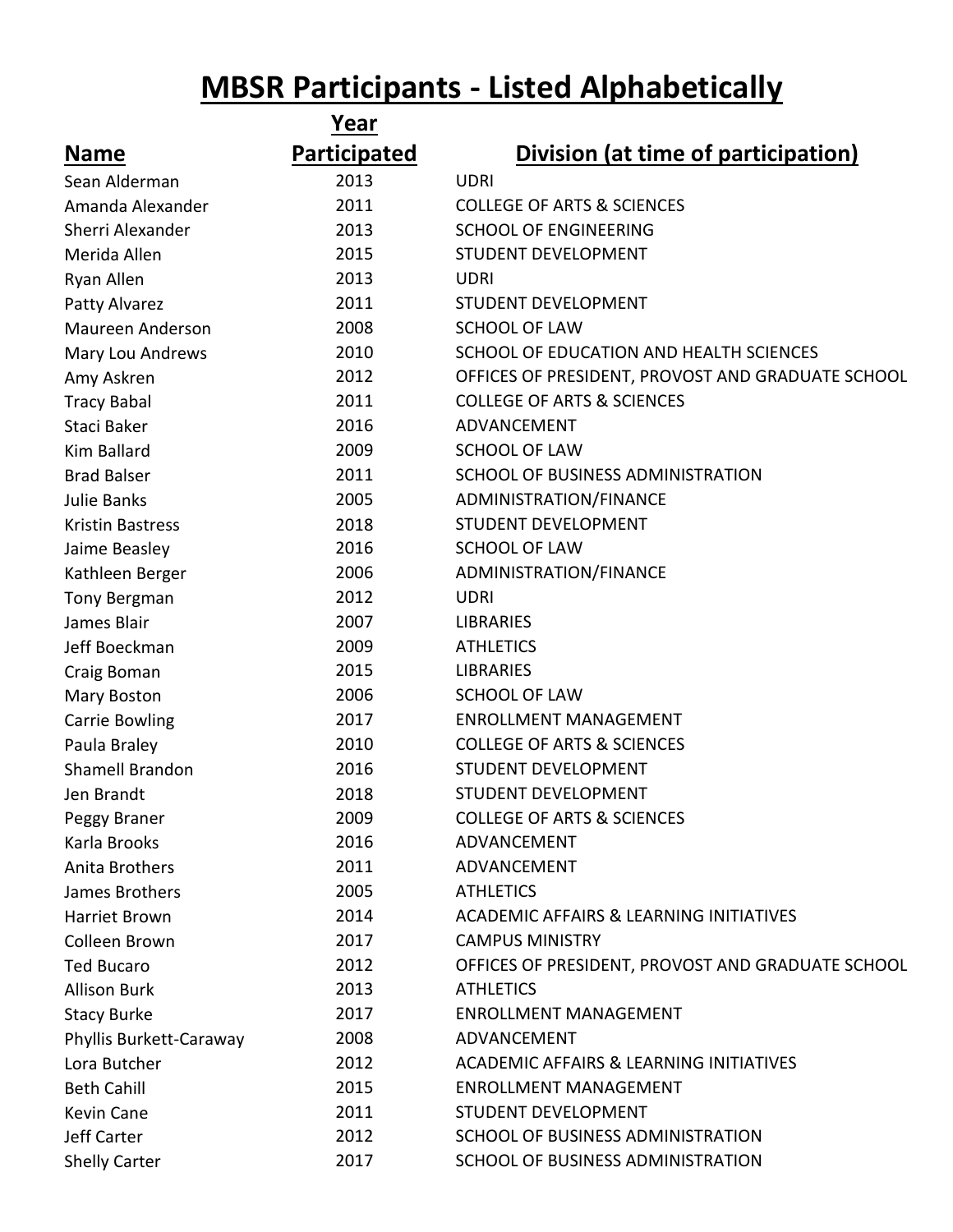# MBSR Participants - Listed Alphabetically

| Name | Year Participated | Division (at time of participation) |
|---|---|---|
| Sean Alderman | 2013 | UDRI |
| Amanda Alexander | 2011 | COLLEGE OF ARTS & SCIENCES |
| Sherri Alexander | 2013 | SCHOOL OF ENGINEERING |
| Merida Allen | 2015 | STUDENT DEVELOPMENT |
| Ryan Allen | 2013 | UDRI |
| Patty Alvarez | 2011 | STUDENT DEVELOPMENT |
| Maureen Anderson | 2008 | SCHOOL OF LAW |
| Mary Lou Andrews | 2010 | SCHOOL OF EDUCATION AND HEALTH SCIENCES |
| Amy Askren | 2012 | OFFICES OF PRESIDENT, PROVOST AND GRADUATE SCHOOL |
| Tracy Babal | 2011 | COLLEGE OF ARTS & SCIENCES |
| Staci Baker | 2016 | ADVANCEMENT |
| Kim Ballard | 2009 | SCHOOL OF LAW |
| Brad Balser | 2011 | SCHOOL OF BUSINESS ADMINISTRATION |
| Julie Banks | 2005 | ADMINISTRATION/FINANCE |
| Kristin Bastress | 2018 | STUDENT DEVELOPMENT |
| Jaime Beasley | 2016 | SCHOOL OF LAW |
| Kathleen Berger | 2006 | ADMINISTRATION/FINANCE |
| Tony Bergman | 2012 | UDRI |
| James Blair | 2007 | LIBRARIES |
| Jeff Boeckman | 2009 | ATHLETICS |
| Craig Boman | 2015 | LIBRARIES |
| Mary Boston | 2006 | SCHOOL OF LAW |
| Carrie Bowling | 2017 | ENROLLMENT MANAGEMENT |
| Paula Braley | 2010 | COLLEGE OF ARTS & SCIENCES |
| Shamell Brandon | 2016 | STUDENT DEVELOPMENT |
| Jen Brandt | 2018 | STUDENT DEVELOPMENT |
| Peggy Braner | 2009 | COLLEGE OF ARTS & SCIENCES |
| Karla Brooks | 2016 | ADVANCEMENT |
| Anita Brothers | 2011 | ADVANCEMENT |
| James Brothers | 2005 | ATHLETICS |
| Harriet Brown | 2014 | ACADEMIC AFFAIRS & LEARNING INITIATIVES |
| Colleen Brown | 2017 | CAMPUS MINISTRY |
| Ted Bucaro | 2012 | OFFICES OF PRESIDENT, PROVOST AND GRADUATE SCHOOL |
| Allison Burk | 2013 | ATHLETICS |
| Stacy Burke | 2017 | ENROLLMENT MANAGEMENT |
| Phyllis Burkett-Caraway | 2008 | ADVANCEMENT |
| Lora Butcher | 2012 | ACADEMIC AFFAIRS & LEARNING INITIATIVES |
| Beth Cahill | 2015 | ENROLLMENT MANAGEMENT |
| Kevin Cane | 2011 | STUDENT DEVELOPMENT |
| Jeff Carter | 2012 | SCHOOL OF BUSINESS ADMINISTRATION |
| Shelly Carter | 2017 | SCHOOL OF BUSINESS ADMINISTRATION |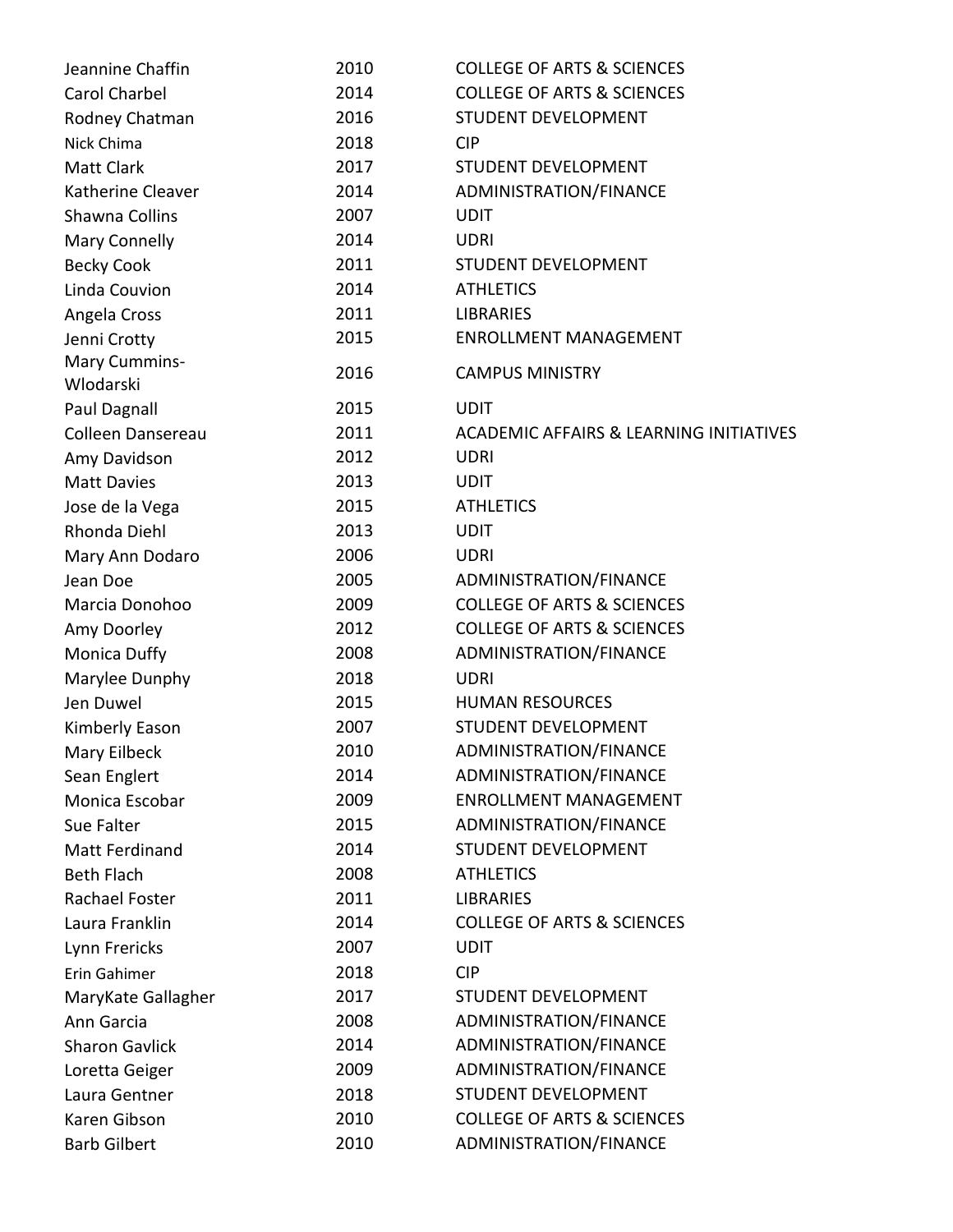| | | |
|---|---|---|
| Jeannine Chaffin | 2010 | COLLEGE OF ARTS & SCIENCES |
| Carol Charbel | 2014 | COLLEGE OF ARTS & SCIENCES |
| Rodney Chatman | 2016 | STUDENT DEVELOPMENT |
| Nick Chima | 2018 | CIP |
| Matt Clark | 2017 | STUDENT DEVELOPMENT |
| Katherine Cleaver | 2014 | ADMINISTRATION/FINANCE |
| Shawna Collins | 2007 | UDIT |
| Mary Connelly | 2014 | UDRI |
| Becky Cook | 2011 | STUDENT DEVELOPMENT |
| Linda Couvion | 2014 | ATHLETICS |
| Angela Cross | 2011 | LIBRARIES |
| Jenni Crotty | 2015 | ENROLLMENT MANAGEMENT |
| Mary Cummins-Wlodarski | 2016 | CAMPUS MINISTRY |
| Paul Dagnall | 2015 | UDIT |
| Colleen Dansereau | 2011 | ACADEMIC AFFAIRS & LEARNING INITIATIVES |
| Amy Davidson | 2012 | UDRI |
| Matt Davies | 2013 | UDIT |
| Jose de la Vega | 2015 | ATHLETICS |
| Rhonda Diehl | 2013 | UDIT |
| Mary Ann Dodaro | 2006 | UDRI |
| Jean Doe | 2005 | ADMINISTRATION/FINANCE |
| Marcia Donohoo | 2009 | COLLEGE OF ARTS & SCIENCES |
| Amy Doorley | 2012 | COLLEGE OF ARTS & SCIENCES |
| Monica Duffy | 2008 | ADMINISTRATION/FINANCE |
| Marylee Dunphy | 2018 | UDRI |
| Jen Duwel | 2015 | HUMAN RESOURCES |
| Kimberly Eason | 2007 | STUDENT DEVELOPMENT |
| Mary Eilbeck | 2010 | ADMINISTRATION/FINANCE |
| Sean Englert | 2014 | ADMINISTRATION/FINANCE |
| Monica Escobar | 2009 | ENROLLMENT MANAGEMENT |
| Sue Falter | 2015 | ADMINISTRATION/FINANCE |
| Matt Ferdinand | 2014 | STUDENT DEVELOPMENT |
| Beth Flach | 2008 | ATHLETICS |
| Rachael Foster | 2011 | LIBRARIES |
| Laura Franklin | 2014 | COLLEGE OF ARTS & SCIENCES |
| Lynn Frericks | 2007 | UDIT |
| Erin Gahimer | 2018 | CIP |
| MaryKate Gallagher | 2017 | STUDENT DEVELOPMENT |
| Ann Garcia | 2008 | ADMINISTRATION/FINANCE |
| Sharon Gavlick | 2014 | ADMINISTRATION/FINANCE |
| Loretta Geiger | 2009 | ADMINISTRATION/FINANCE |
| Laura Gentner | 2018 | STUDENT DEVELOPMENT |
| Karen Gibson | 2010 | COLLEGE OF ARTS & SCIENCES |
| Barb Gilbert | 2010 | ADMINISTRATION/FINANCE |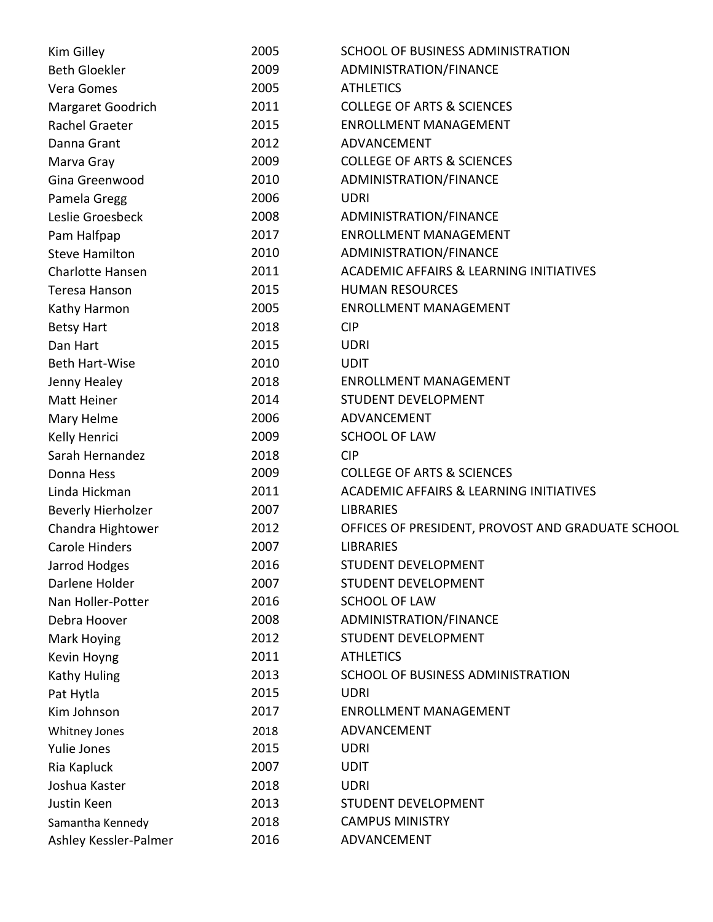| | | |
|---|---|---|
| Kim Gilley | 2005 | SCHOOL OF BUSINESS ADMINISTRATION |
| Beth Gloekler | 2009 | ADMINISTRATION/FINANCE |
| Vera Gomes | 2005 | ATHLETICS |
| Margaret Goodrich | 2011 | COLLEGE OF ARTS & SCIENCES |
| Rachel Graeter | 2015 | ENROLLMENT MANAGEMENT |
| Danna Grant | 2012 | ADVANCEMENT |
| Marva Gray | 2009 | COLLEGE OF ARTS & SCIENCES |
| Gina Greenwood | 2010 | ADMINISTRATION/FINANCE |
| Pamela Gregg | 2006 | UDRI |
| Leslie Groesbeck | 2008 | ADMINISTRATION/FINANCE |
| Pam Halfpap | 2017 | ENROLLMENT MANAGEMENT |
| Steve Hamilton | 2010 | ADMINISTRATION/FINANCE |
| Charlotte Hansen | 2011 | ACADEMIC AFFAIRS & LEARNING INITIATIVES |
| Teresa Hanson | 2015 | HUMAN RESOURCES |
| Kathy Harmon | 2005 | ENROLLMENT MANAGEMENT |
| Betsy Hart | 2018 | CIP |
| Dan Hart | 2015 | UDRI |
| Beth Hart-Wise | 2010 | UDIT |
| Jenny Healey | 2018 | ENROLLMENT MANAGEMENT |
| Matt Heiner | 2014 | STUDENT DEVELOPMENT |
| Mary Helme | 2006 | ADVANCEMENT |
| Kelly Henrici | 2009 | SCHOOL OF LAW |
| Sarah Hernandez | 2018 | CIP |
| Donna Hess | 2009 | COLLEGE OF ARTS & SCIENCES |
| Linda Hickman | 2011 | ACADEMIC AFFAIRS & LEARNING INITIATIVES |
| Beverly Hierholzer | 2007 | LIBRARIES |
| Chandra Hightower | 2012 | OFFICES OF PRESIDENT, PROVOST AND GRADUATE SCHOOL |
| Carole Hinders | 2007 | LIBRARIES |
| Jarrod Hodges | 2016 | STUDENT DEVELOPMENT |
| Darlene Holder | 2007 | STUDENT DEVELOPMENT |
| Nan Holler-Potter | 2016 | SCHOOL OF LAW |
| Debra Hoover | 2008 | ADMINISTRATION/FINANCE |
| Mark Hoying | 2012 | STUDENT DEVELOPMENT |
| Kevin Hoyng | 2011 | ATHLETICS |
| Kathy Huling | 2013 | SCHOOL OF BUSINESS ADMINISTRATION |
| Pat Hytla | 2015 | UDRI |
| Kim Johnson | 2017 | ENROLLMENT MANAGEMENT |
| Whitney Jones | 2018 | ADVANCEMENT |
| Yulie Jones | 2015 | UDRI |
| Ria Kapluck | 2007 | UDIT |
| Joshua Kaster | 2018 | UDRI |
| Justin Keen | 2013 | STUDENT DEVELOPMENT |
| Samantha Kennedy | 2018 | CAMPUS MINISTRY |
| Ashley Kessler-Palmer | 2016 | ADVANCEMENT |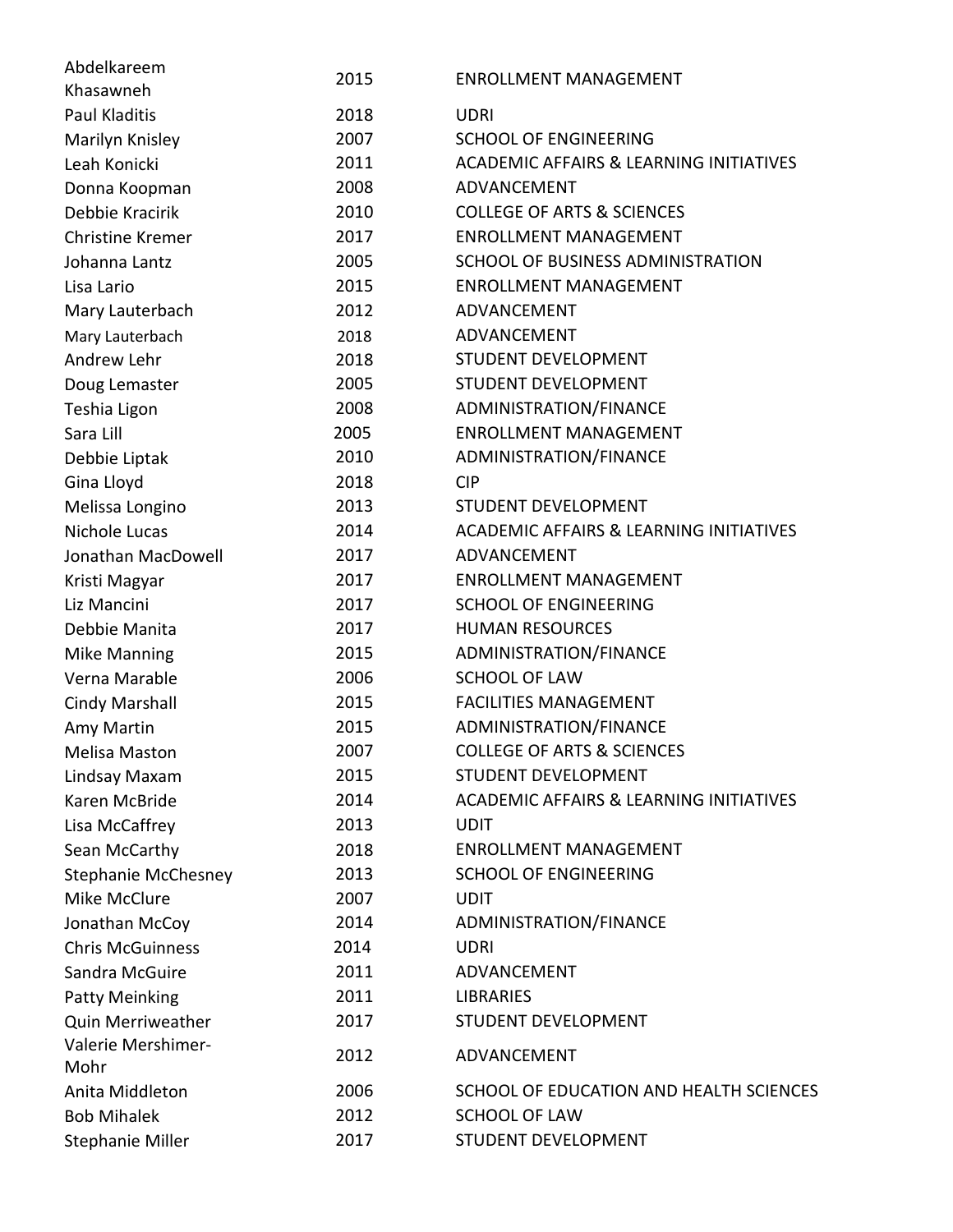| | | |
|---|---|---|
| Abdelkareem Khasawneh | 2015 | ENROLLMENT MANAGEMENT |
| Paul Kladitis | 2018 | UDRI |
| Marilyn Knisley | 2007 | SCHOOL OF ENGINEERING |
| Leah Konicki | 2011 | ACADEMIC AFFAIRS & LEARNING INITIATIVES |
| Donna Koopman | 2008 | ADVANCEMENT |
| Debbie Kracirik | 2010 | COLLEGE OF ARTS & SCIENCES |
| Christine Kremer | 2017 | ENROLLMENT MANAGEMENT |
| Johanna Lantz | 2005 | SCHOOL OF BUSINESS ADMINISTRATION |
| Lisa Lario | 2015 | ENROLLMENT MANAGEMENT |
| Mary Lauterbach | 2012 | ADVANCEMENT |
| Mary Lauterbach | 2018 | ADVANCEMENT |
| Andrew Lehr | 2018 | STUDENT DEVELOPMENT |
| Doug Lemaster | 2005 | STUDENT DEVELOPMENT |
| Teshia Ligon | 2008 | ADMINISTRATION/FINANCE |
| Sara Lill | 2005 | ENROLLMENT MANAGEMENT |
| Debbie Liptak | 2010 | ADMINISTRATION/FINANCE |
| Gina Lloyd | 2018 | CIP |
| Melissa Longino | 2013 | STUDENT DEVELOPMENT |
| Nichole Lucas | 2014 | ACADEMIC AFFAIRS & LEARNING INITIATIVES |
| Jonathan MacDowell | 2017 | ADVANCEMENT |
| Kristi Magyar | 2017 | ENROLLMENT MANAGEMENT |
| Liz Mancini | 2017 | SCHOOL OF ENGINEERING |
| Debbie Manita | 2017 | HUMAN RESOURCES |
| Mike Manning | 2015 | ADMINISTRATION/FINANCE |
| Verna Marable | 2006 | SCHOOL OF LAW |
| Cindy Marshall | 2015 | FACILITIES MANAGEMENT |
| Amy Martin | 2015 | ADMINISTRATION/FINANCE |
| Melisa Maston | 2007 | COLLEGE OF ARTS & SCIENCES |
| Lindsay Maxam | 2015 | STUDENT DEVELOPMENT |
| Karen McBride | 2014 | ACADEMIC AFFAIRS & LEARNING INITIATIVES |
| Lisa McCaffrey | 2013 | UDIT |
| Sean McCarthy | 2018 | ENROLLMENT MANAGEMENT |
| Stephanie McChesney | 2013 | SCHOOL OF ENGINEERING |
| Mike McClure | 2007 | UDIT |
| Jonathan McCoy | 2014 | ADMINISTRATION/FINANCE |
| Chris McGuinness | 2014 | UDRI |
| Sandra McGuire | 2011 | ADVANCEMENT |
| Patty Meinking | 2011 | LIBRARIES |
| Quin Merriweather | 2017 | STUDENT DEVELOPMENT |
| Valerie Mershimer-Mohr | 2012 | ADVANCEMENT |
| Anita Middleton | 2006 | SCHOOL OF EDUCATION AND HEALTH SCIENCES |
| Bob Mihalek | 2012 | SCHOOL OF LAW |
| Stephanie Miller | 2017 | STUDENT DEVELOPMENT |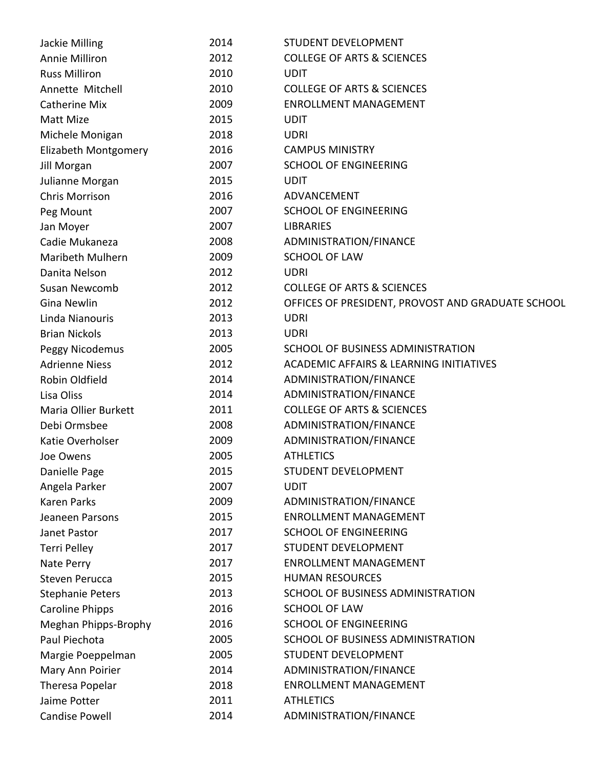| | | |
|---|---|---|
| Jackie Milling | 2014 | STUDENT DEVELOPMENT |
| Annie Milliron | 2012 | COLLEGE OF ARTS & SCIENCES |
| Russ Milliron | 2010 | UDIT |
| Annette Mitchell | 2010 | COLLEGE OF ARTS & SCIENCES |
| Catherine Mix | 2009 | ENROLLMENT MANAGEMENT |
| Matt Mize | 2015 | UDIT |
| Michele Monigan | 2018 | UDRI |
| Elizabeth Montgomery | 2016 | CAMPUS MINISTRY |
| Jill Morgan | 2007 | SCHOOL OF ENGINEERING |
| Julianne Morgan | 2015 | UDIT |
| Chris Morrison | 2016 | ADVANCEMENT |
| Peg Mount | 2007 | SCHOOL OF ENGINEERING |
| Jan Moyer | 2007 | LIBRARIES |
| Cadie Mukaneza | 2008 | ADMINISTRATION/FINANCE |
| Maribeth Mulhern | 2009 | SCHOOL OF LAW |
| Danita Nelson | 2012 | UDRI |
| Susan Newcomb | 2012 | COLLEGE OF ARTS & SCIENCES |
| Gina Newlin | 2012 | OFFICES OF PRESIDENT, PROVOST AND GRADUATE SCHOOL |
| Linda Nianouris | 2013 | UDRI |
| Brian Nickols | 2013 | UDRI |
| Peggy Nicodemus | 2005 | SCHOOL OF BUSINESS ADMINISTRATION |
| Adrienne Niess | 2012 | ACADEMIC AFFAIRS & LEARNING INITIATIVES |
| Robin Oldfield | 2014 | ADMINISTRATION/FINANCE |
| Lisa Oliss | 2014 | ADMINISTRATION/FINANCE |
| Maria Ollier Burkett | 2011 | COLLEGE OF ARTS & SCIENCES |
| Debi Ormsbee | 2008 | ADMINISTRATION/FINANCE |
| Katie Overholser | 2009 | ADMINISTRATION/FINANCE |
| Joe Owens | 2005 | ATHLETICS |
| Danielle Page | 2015 | STUDENT DEVELOPMENT |
| Angela Parker | 2007 | UDIT |
| Karen Parks | 2009 | ADMINISTRATION/FINANCE |
| Jeaneen Parsons | 2015 | ENROLLMENT MANAGEMENT |
| Janet Pastor | 2017 | SCHOOL OF ENGINEERING |
| Terri Pelley | 2017 | STUDENT DEVELOPMENT |
| Nate Perry | 2017 | ENROLLMENT MANAGEMENT |
| Steven Perucca | 2015 | HUMAN RESOURCES |
| Stephanie Peters | 2013 | SCHOOL OF BUSINESS ADMINISTRATION |
| Caroline Phipps | 2016 | SCHOOL OF LAW |
| Meghan Phipps-Brophy | 2016 | SCHOOL OF ENGINEERING |
| Paul Piechota | 2005 | SCHOOL OF BUSINESS ADMINISTRATION |
| Margie Poeppelman | 2005 | STUDENT DEVELOPMENT |
| Mary Ann Poirier | 2014 | ADMINISTRATION/FINANCE |
| Theresa Popelar | 2018 | ENROLLMENT MANAGEMENT |
| Jaime Potter | 2011 | ATHLETICS |
| Candise Powell | 2014 | ADMINISTRATION/FINANCE |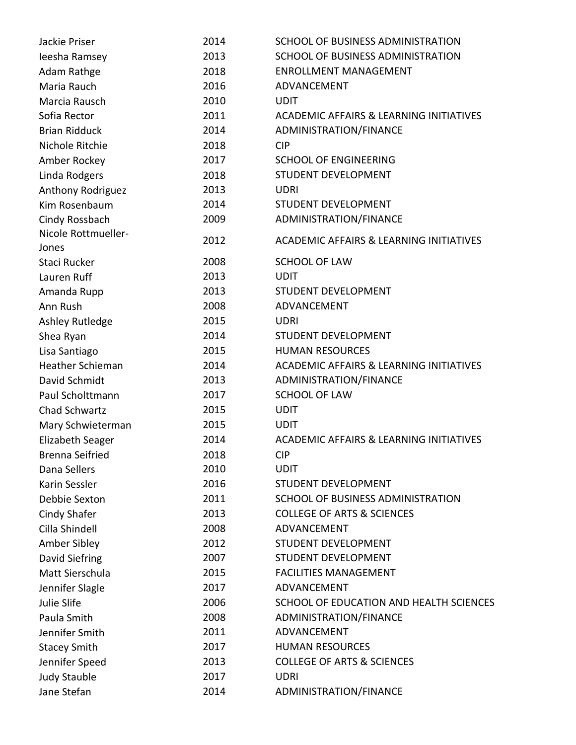| | | |
|---|---|---|
| Jackie Priser | 2014 | SCHOOL OF BUSINESS ADMINISTRATION |
| Ieesha Ramsey | 2013 | SCHOOL OF BUSINESS ADMINISTRATION |
| Adam Rathge | 2018 | ENROLLMENT MANAGEMENT |
| Maria Rauch | 2016 | ADVANCEMENT |
| Marcia Rausch | 2010 | UDIT |
| Sofia Rector | 2011 | ACADEMIC AFFAIRS & LEARNING INITIATIVES |
| Brian Ridduck | 2014 | ADMINISTRATION/FINANCE |
| Nichole Ritchie | 2018 | CIP |
| Amber Rockey | 2017 | SCHOOL OF ENGINEERING |
| Linda Rodgers | 2018 | STUDENT DEVELOPMENT |
| Anthony Rodriguez | 2013 | UDRI |
| Kim Rosenbaum | 2014 | STUDENT DEVELOPMENT |
| Cindy Rossbach | 2009 | ADMINISTRATION/FINANCE |
| Nicole Rottmueller-Jones | 2012 | ACADEMIC AFFAIRS & LEARNING INITIATIVES |
| Staci Rucker | 2008 | SCHOOL OF LAW |
| Lauren Ruff | 2013 | UDIT |
| Amanda Rupp | 2013 | STUDENT DEVELOPMENT |
| Ann Rush | 2008 | ADVANCEMENT |
| Ashley Rutledge | 2015 | UDRI |
| Shea Ryan | 2014 | STUDENT DEVELOPMENT |
| Lisa Santiago | 2015 | HUMAN RESOURCES |
| Heather Schieman | 2014 | ACADEMIC AFFAIRS & LEARNING INITIATIVES |
| David Schmidt | 2013 | ADMINISTRATION/FINANCE |
| Paul Scholttmann | 2017 | SCHOOL OF LAW |
| Chad Schwartz | 2015 | UDIT |
| Mary Schwieterman | 2015 | UDIT |
| Elizabeth Seager | 2014 | ACADEMIC AFFAIRS & LEARNING INITIATIVES |
| Brenna Seifried | 2018 | CIP |
| Dana Sellers | 2010 | UDIT |
| Karin Sessler | 2016 | STUDENT DEVELOPMENT |
| Debbie Sexton | 2011 | SCHOOL OF BUSINESS ADMINISTRATION |
| Cindy Shafer | 2013 | COLLEGE OF ARTS & SCIENCES |
| Cilla Shindell | 2008 | ADVANCEMENT |
| Amber Sibley | 2012 | STUDENT DEVELOPMENT |
| David Siefring | 2007 | STUDENT DEVELOPMENT |
| Matt Sierschula | 2015 | FACILITIES MANAGEMENT |
| Jennifer Slagle | 2017 | ADVANCEMENT |
| Julie Slife | 2006 | SCHOOL OF EDUCATION AND HEALTH SCIENCES |
| Paula Smith | 2008 | ADMINISTRATION/FINANCE |
| Jennifer Smith | 2011 | ADVANCEMENT |
| Stacey Smith | 2017 | HUMAN RESOURCES |
| Jennifer Speed | 2013 | COLLEGE OF ARTS & SCIENCES |
| Judy Stauble | 2017 | UDRI |
| Jane Stefan | 2014 | ADMINISTRATION/FINANCE |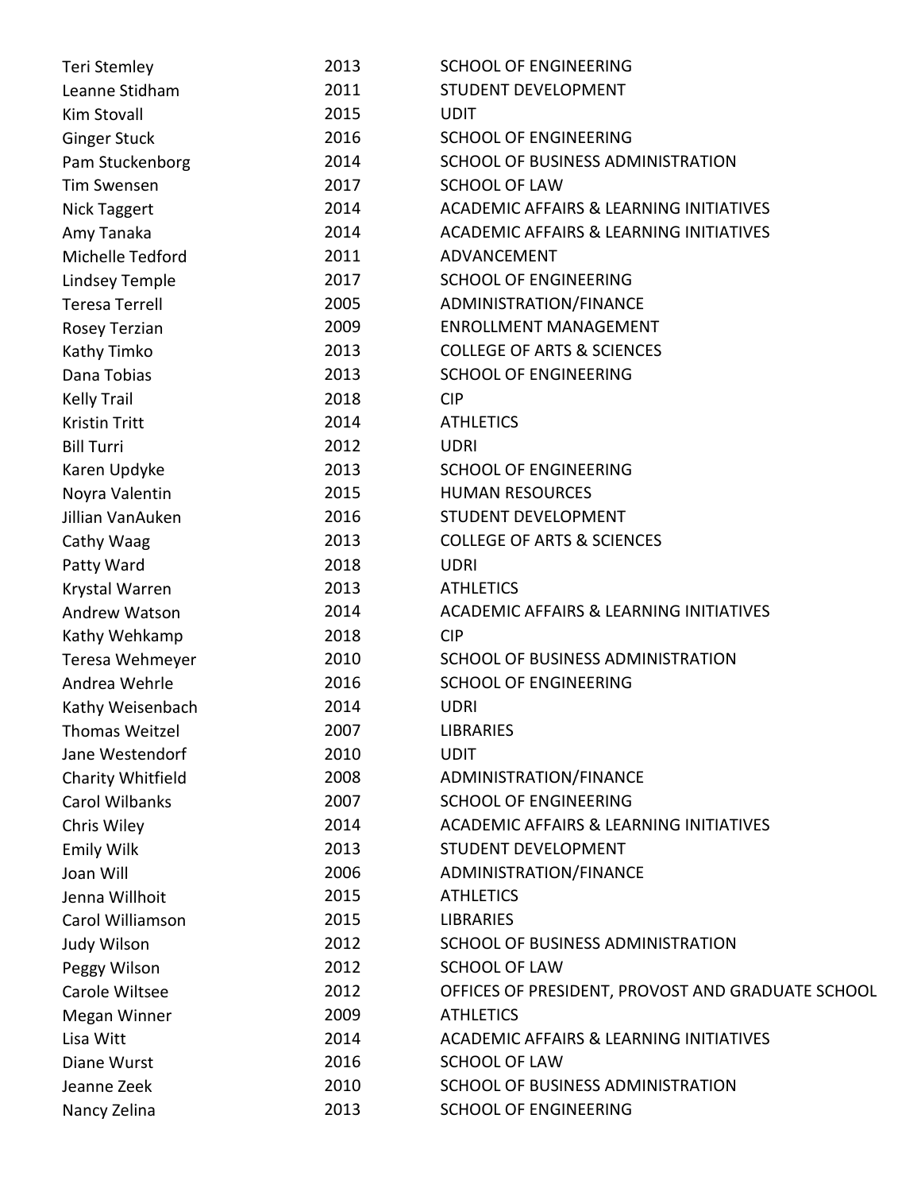| | | |
|---|---|---|
| Teri Stemley | 2013 | SCHOOL OF ENGINEERING |
| Leanne Stidham | 2011 | STUDENT DEVELOPMENT |
| Kim Stovall | 2015 | UDIT |
| Ginger Stuck | 2016 | SCHOOL OF ENGINEERING |
| Pam Stuckenborg | 2014 | SCHOOL OF BUSINESS ADMINISTRATION |
| Tim Swensen | 2017 | SCHOOL OF LAW |
| Nick Taggert | 2014 | ACADEMIC AFFAIRS & LEARNING INITIATIVES |
| Amy Tanaka | 2014 | ACADEMIC AFFAIRS & LEARNING INITIATIVES |
| Michelle Tedford | 2011 | ADVANCEMENT |
| Lindsey Temple | 2017 | SCHOOL OF ENGINEERING |
| Teresa Terrell | 2005 | ADMINISTRATION/FINANCE |
| Rosey Terzian | 2009 | ENROLLMENT MANAGEMENT |
| Kathy Timko | 2013 | COLLEGE OF ARTS & SCIENCES |
| Dana Tobias | 2013 | SCHOOL OF ENGINEERING |
| Kelly Trail | 2018 | CIP |
| Kristin Tritt | 2014 | ATHLETICS |
| Bill Turri | 2012 | UDRI |
| Karen Updyke | 2013 | SCHOOL OF ENGINEERING |
| Noyra Valentin | 2015 | HUMAN RESOURCES |
| Jillian VanAuken | 2016 | STUDENT DEVELOPMENT |
| Cathy Waag | 2013 | COLLEGE OF ARTS & SCIENCES |
| Patty Ward | 2018 | UDRI |
| Krystal Warren | 2013 | ATHLETICS |
| Andrew Watson | 2014 | ACADEMIC AFFAIRS & LEARNING INITIATIVES |
| Kathy Wehkamp | 2018 | CIP |
| Teresa Wehmeyer | 2010 | SCHOOL OF BUSINESS ADMINISTRATION |
| Andrea Wehrle | 2016 | SCHOOL OF ENGINEERING |
| Kathy Weisenbach | 2014 | UDRI |
| Thomas Weitzel | 2007 | LIBRARIES |
| Jane Westendorf | 2010 | UDIT |
| Charity Whitfield | 2008 | ADMINISTRATION/FINANCE |
| Carol Wilbanks | 2007 | SCHOOL OF ENGINEERING |
| Chris Wiley | 2014 | ACADEMIC AFFAIRS & LEARNING INITIATIVES |
| Emily Wilk | 2013 | STUDENT DEVELOPMENT |
| Joan Will | 2006 | ADMINISTRATION/FINANCE |
| Jenna Willhoit | 2015 | ATHLETICS |
| Carol Williamson | 2015 | LIBRARIES |
| Judy Wilson | 2012 | SCHOOL OF BUSINESS ADMINISTRATION |
| Peggy Wilson | 2012 | SCHOOL OF LAW |
| Carole Wiltsee | 2012 | OFFICES OF PRESIDENT, PROVOST AND GRADUATE SCHOOL |
| Megan Winner | 2009 | ATHLETICS |
| Lisa Witt | 2014 | ACADEMIC AFFAIRS & LEARNING INITIATIVES |
| Diane Wurst | 2016 | SCHOOL OF LAW |
| Jeanne Zeek | 2010 | SCHOOL OF BUSINESS ADMINISTRATION |
| Nancy Zelina | 2013 | SCHOOL OF ENGINEERING |